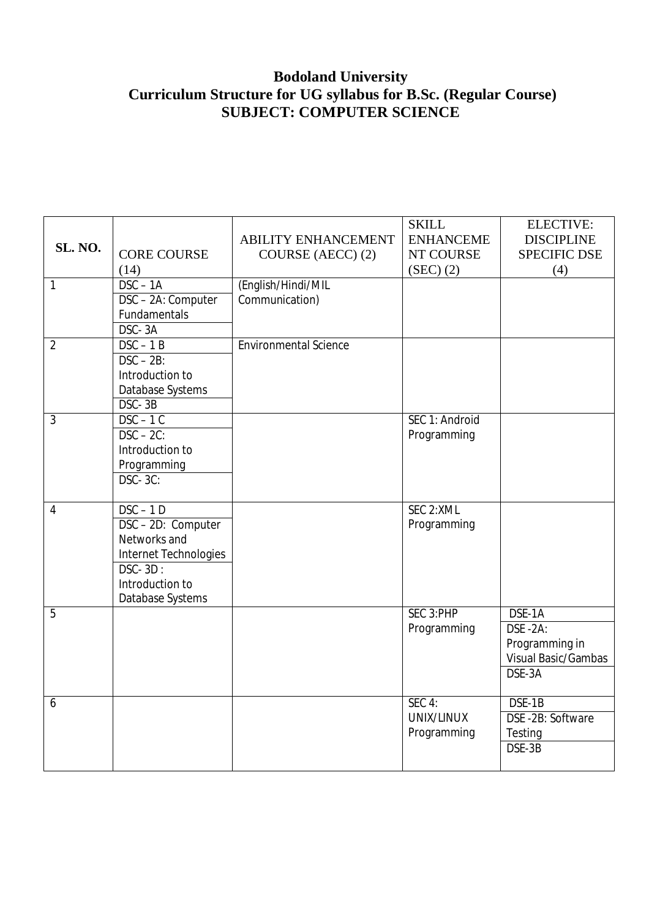# Bodoland University

## Curriculum Structure for UG syllabus for B.Sc. (Regular Course)

## SUBJECT: COMPUTER SCIENCE

| SL. NO. | CORE COURSE (14) | ABILITY ENHANCEMENT COURSE (AECC) (2) | SKILL ENHANCEMENT COURSE (SEC) (2) | ELECTIVE: DISCIPLINE SPECIFIC DSE (4) |
|---|---|---|---|---|
| 1 | DSC – 1A<br>DSC – 2A: Computer Fundamentals<br>DSC- 3A | (English/Hindi/MIL Communication) | | |
| 2 | DSC – 1 B<br>DSC – 2B: Introduction to Database Systems<br>DSC- 3B | Environmental Science | | |
| 3 | DSC – 1 C<br>DSC – 2C: Introduction to Programming<br>DSC- 3C: | | SEC 1: Android Programming | |
| 4 | DSC – 1 D<br>DSC – 2D: Computer Networks and Internet Technologies<br>DSC- 3D : Introduction to Database Systems | | SEC 2:XML Programming | |
| 5 | | | SEC 3:PHP Programming | DSE-1A<br>DSE -2A: Programming in Visual Basic/Gambas<br>DSE-3A |
| 6 | | | SEC 4: UNIX/LINUX Programming | DSE-1B<br>DSE -2B: Software Testing<br>DSE-3B |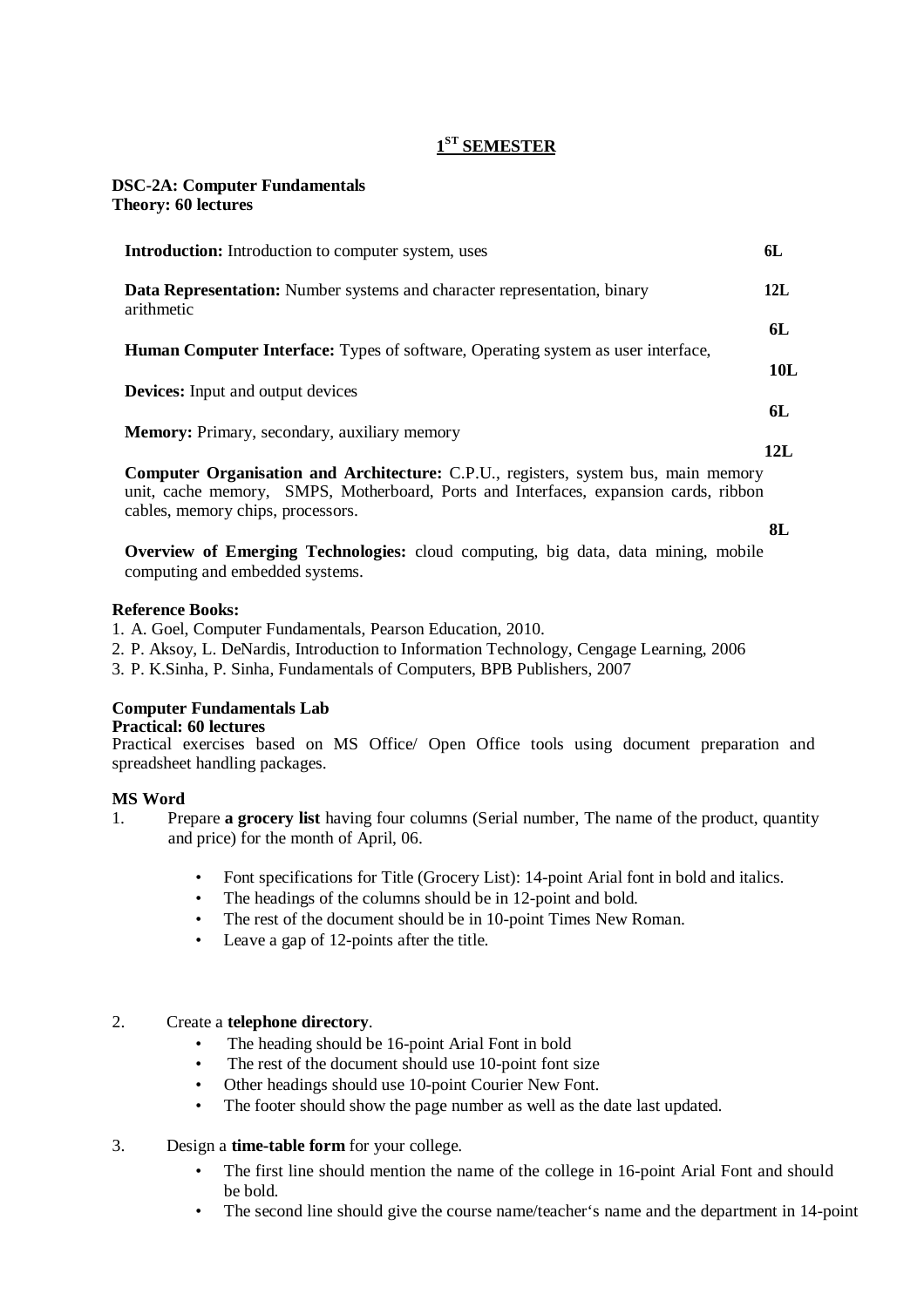## 1[ST] SEMESTER

**DSC-2A: Computer Fundamentals**
**Theory: 60 lectures**

| Topic | Lectures |
|---|---|
| **Introduction:** Introduction to computer system, uses | **6L** |
| **Data Representation:** Number systems and character representation, binary arithmetic | **12L** |
| **Human Computer Interface:** Types of software, Operating system as user interface, | **6L** |
| **Devices:** Input and output devices | **10L** |
| **Memory:** Primary, secondary, auxiliary memory | **6L** |
| **Computer Organisation and Architecture:** C.P.U., registers, system bus, main memory unit, cache memory, SMPS, Motherboard, Ports and Interfaces, expansion cards, ribbon cables, memory chips, processors. | **12L** |
| **Overview of Emerging Technologies:** cloud computing, big data, data mining, mobile computing and embedded systems. | **8L** |

**Reference Books:**

1. A. Goel, Computer Fundamentals, Pearson Education, 2010.
2. P. Aksoy, L. DeNardis, Introduction to Information Technology, Cengage Learning, 2006
3. P. K.Sinha, P. Sinha, Fundamentals of Computers, BPB Publishers, 2007

**Computer Fundamentals Lab**
**Practical: 60 lectures**

Practical exercises based on MS Office/ Open Office tools using document preparation and spreadsheet handling packages.

**MS Word**

1. Prepare **a grocery list** having four columns (Serial number, The name of the product, quantity and price) for the month of April, 06.
   - Font specifications for Title (Grocery List): 14-point Arial font in bold and italics.
   - The headings of the columns should be in 12-point and bold.
   - The rest of the document should be in 10-point Times New Roman.
   - Leave a gap of 12-points after the title.

2. Create a **telephone directory**.
   - The heading should be 16-point Arial Font in bold
   - The rest of the document should use 10-point font size
   - Other headings should use 10-point Courier New Font.
   - The footer should show the page number as well as the date last updated.

3. Design a **time-table form** for your college.
   - The first line should mention the name of the college in 16-point Arial Font and should be bold.
   - The second line should give the course name/teacher's name and the department in 14-point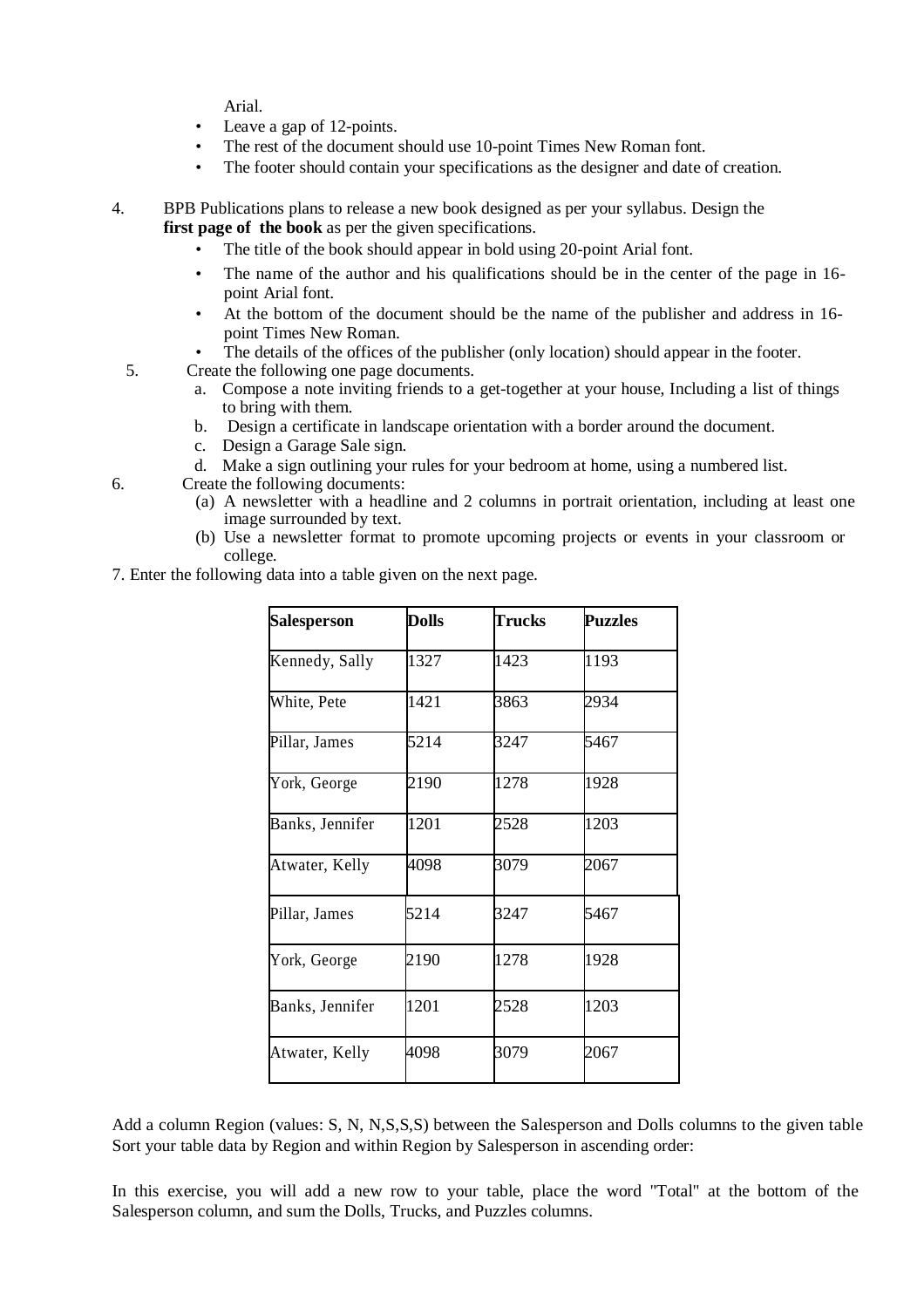Arial.

- Leave a gap of 12-points.
- The rest of the document should use 10-point Times New Roman font.
- The footer should contain your specifications as the designer and date of creation.

4. BPB Publications plans to release a new book designed as per your syllabus. Design the **first page of the book** as per the given specifications.
   - The title of the book should appear in bold using 20-point Arial font.
   - The name of the author and his qualifications should be in the center of the page in 16-point Arial font.
   - At the bottom of the document should be the name of the publisher and address in 16-point Times New Roman.
   - The details of the offices of the publisher (only location) should appear in the footer.
5. Create the following one page documents.
   a. Compose a note inviting friends to a get-together at your house, Including a list of things to bring with them.
   b. Design a certificate in landscape orientation with a border around the document.
   c. Design a Garage Sale sign.
   d. Make a sign outlining your rules for your bedroom at home, using a numbered list.
6. Create the following documents:
   (a) A newsletter with a headline and 2 columns in portrait orientation, including at least one image surrounded by text.
   (b) Use a newsletter format to promote upcoming projects or events in your classroom or college.
7. Enter the following data into a table given on the next page.

| **Salesperson** | **Dolls** | **Trucks** | **Puzzles** |
|---|---|---|---|
| Kennedy, Sally | 1327 | 1423 | 1193 |
| White, Pete | 1421 | 3863 | 2934 |
| Pillar, James | 5214 | 3247 | 5467 |
| York, George | 2190 | 1278 | 1928 |
| Banks, Jennifer | 1201 | 2528 | 1203 |
| Atwater, Kelly | 4098 | 3079 | 2067 |
| Pillar, James | 5214 | 3247 | 5467 |
| York, George | 2190 | 1278 | 1928 |
| Banks, Jennifer | 1201 | 2528 | 1203 |
| Atwater, Kelly | 4098 | 3079 | 2067 |

Add a column Region (values: S, N, N,S,S,S) between the Salesperson and Dolls columns to the given table Sort your table data by Region and within Region by Salesperson in ascending order:

In this exercise, you will add a new row to your table, place the word "Total" at the bottom of the Salesperson column, and sum the Dolls, Trucks, and Puzzles columns.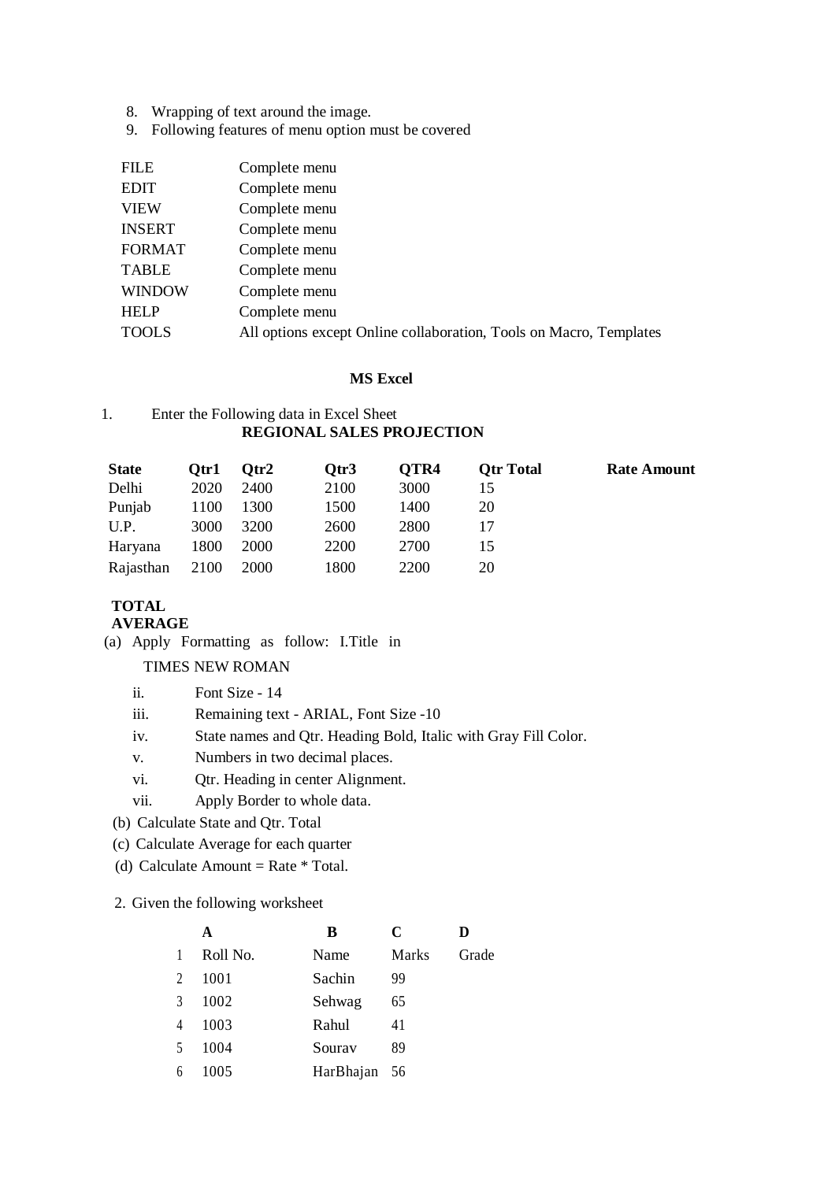8. Wrapping of text around the image.
9. Following features of menu option must be covered

| | |
|---|---|
| FILE | Complete menu |
| EDIT | Complete menu |
| VIEW | Complete menu |
| INSERT | Complete menu |
| FORMAT | Complete menu |
| TABLE | Complete menu |
| WINDOW | Complete menu |
| HELP | Complete menu |
| TOOLS | All options except Online collaboration, Tools on Macro, Templates |

## MS Excel

1. Enter the Following data in Excel Sheet

**REGIONAL SALES PROJECTION**

| **State** | **Qtr1** | **Qtr2** | **Qtr3** | **QTR4** | **Qtr Total** | **Rate Amount** |
|---|---|---|---|---|---|---|
| Delhi | 2020 | 2400 | 2100 | 3000 | 15 | |
| Punjab | 1100 | 1300 | 1500 | 1400 | 20 | |
| U.P. | 3000 | 3200 | 2600 | 2800 | 17 | |
| Haryana | 1800 | 2000 | 2200 | 2700 | 15 | |
| Rajasthan | 2100 | 2000 | 1800 | 2200 | 20 | |
| **TOTAL** | | | | | | |
| **AVERAGE** | | | | | | |

(a) Apply Formatting as follow: I.Title in TIMES NEW ROMAN

ii. Font Size - 14

iii. Remaining text - ARIAL, Font Size -10

iv. State names and Qtr. Heading Bold, Italic with Gray Fill Color.

v. Numbers in two decimal places.

vi. Qtr. Heading in center Alignment.

vii. Apply Border to whole data.

(b) Calculate State and Qtr. Total

(c) Calculate Average for each quarter

(d) Calculate Amount = Rate * Total.

2. Given the following worksheet

| | **A** | **B** | **C** | **D** |
|---|---|---|---|---|
| 1 | Roll No. | Name | Marks | Grade |
| 2 | 1001 | Sachin | 99 | |
| 3 | 1002 | Sehwag | 65 | |
| 4 | 1003 | Rahul | 41 | |
| 5 | 1004 | Sourav | 89 | |
| 6 | 1005 | HarBhajan | 56 | |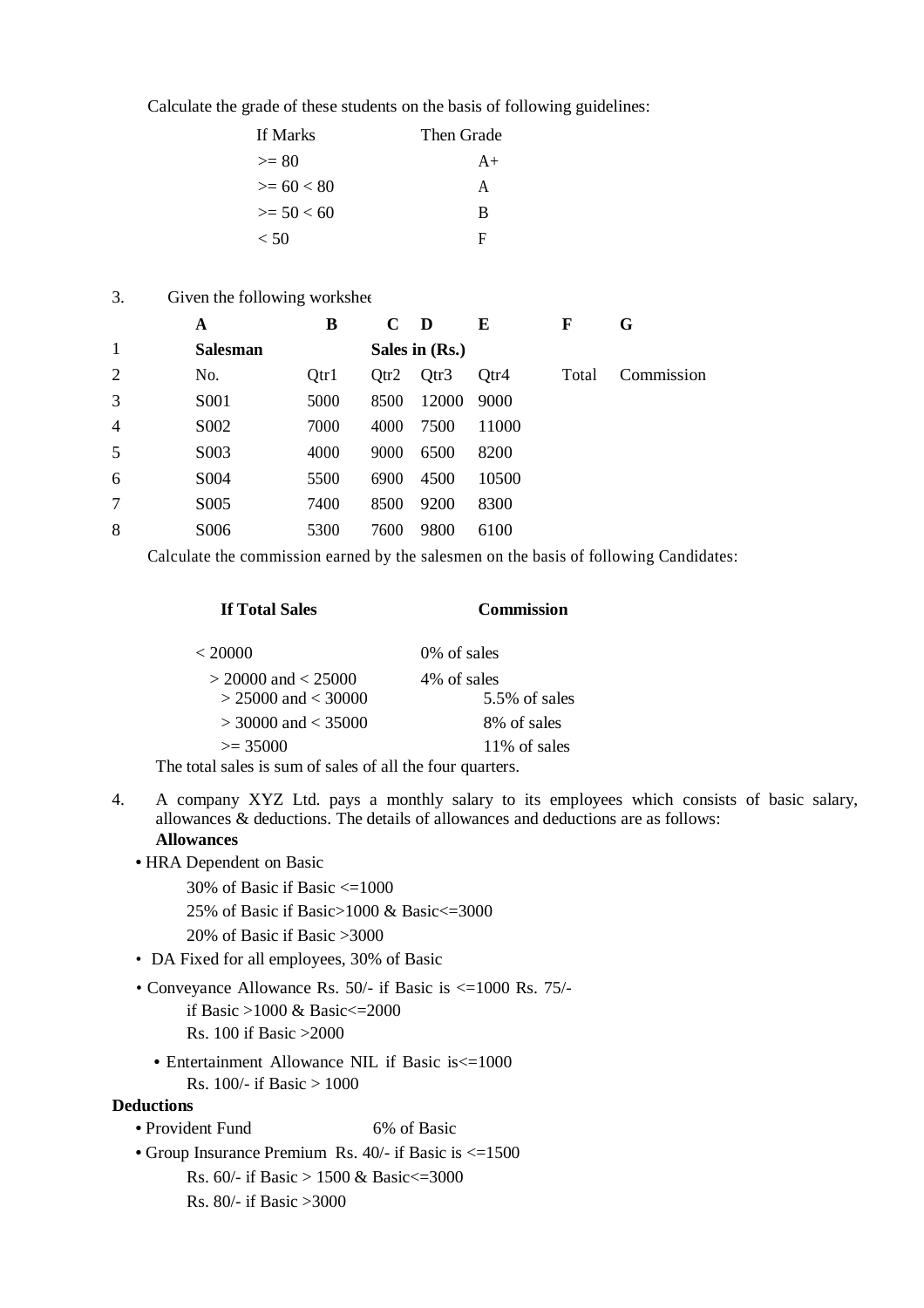Calculate the grade of these students on the basis of following guidelines:

| If Marks | Then Grade |
|---|---|
| >= 80 | A+ |
| >= 60 < 80 | A |
| >= 50 < 60 | B |
| < 50 | F |

3. Given the following workshee

|   | A | B | C | D | E | F | G |
|---|---|---|---|---|---|---|---|
| 1 | **Salesman** | | **Sales in (Rs.)** | | | | |
| 2 | No. | Qtr1 | Qtr2 | Qtr3 | Qtr4 | Total | Commission |
| 3 | S001 | 5000 | 8500 | 12000 | 9000 | | |
| 4 | S002 | 7000 | 4000 | 7500 | 11000 | | |
| 5 | S003 | 4000 | 9000 | 6500 | 8200 | | |
| 6 | S004 | 5500 | 6900 | 4500 | 10500 | | |
| 7 | S005 | 7400 | 8500 | 9200 | 8300 | | |
| 8 | S006 | 5300 | 7600 | 9800 | 6100 | | |

Calculate the commission earned by the salesmen on the basis of following Candidates:

| **If Total Sales** | **Commission** |
|---|---|
| < 20000 | 0% of sales |
| > 20000 and < 25000 | 4% of sales |
| > 25000 and < 30000 | 5.5% of sales |
| > 30000 and < 35000 | 8% of sales |
| >= 35000 | 11% of sales |

The total sales is sum of sales of all the four quarters.

4. A company XYZ Ltd. pays a monthly salary to its employees which consists of basic salary, allowances & deductions. The details of allowances and deductions are as follows:

**Allowances**

- HRA Dependent on Basic
  - 30% of Basic if Basic <=1000
  - 25% of Basic if Basic>1000 & Basic<=3000
  - 20% of Basic if Basic >3000
- DA Fixed for all employees, 30% of Basic
- Conveyance Allowance Rs. 50/- if Basic is <=1000 Rs. 75/- if Basic >1000 & Basic<=2000
  - Rs. 100 if Basic >2000
- Entertainment Allowance NIL if Basic is<=1000
  - Rs. 100/- if Basic > 1000

**Deductions**

- Provident Fund 6% of Basic
- Group Insurance Premium Rs. 40/- if Basic is <=1500
  - Rs. 60/- if Basic > 1500 & Basic<=3000
  - Rs. 80/- if Basic >3000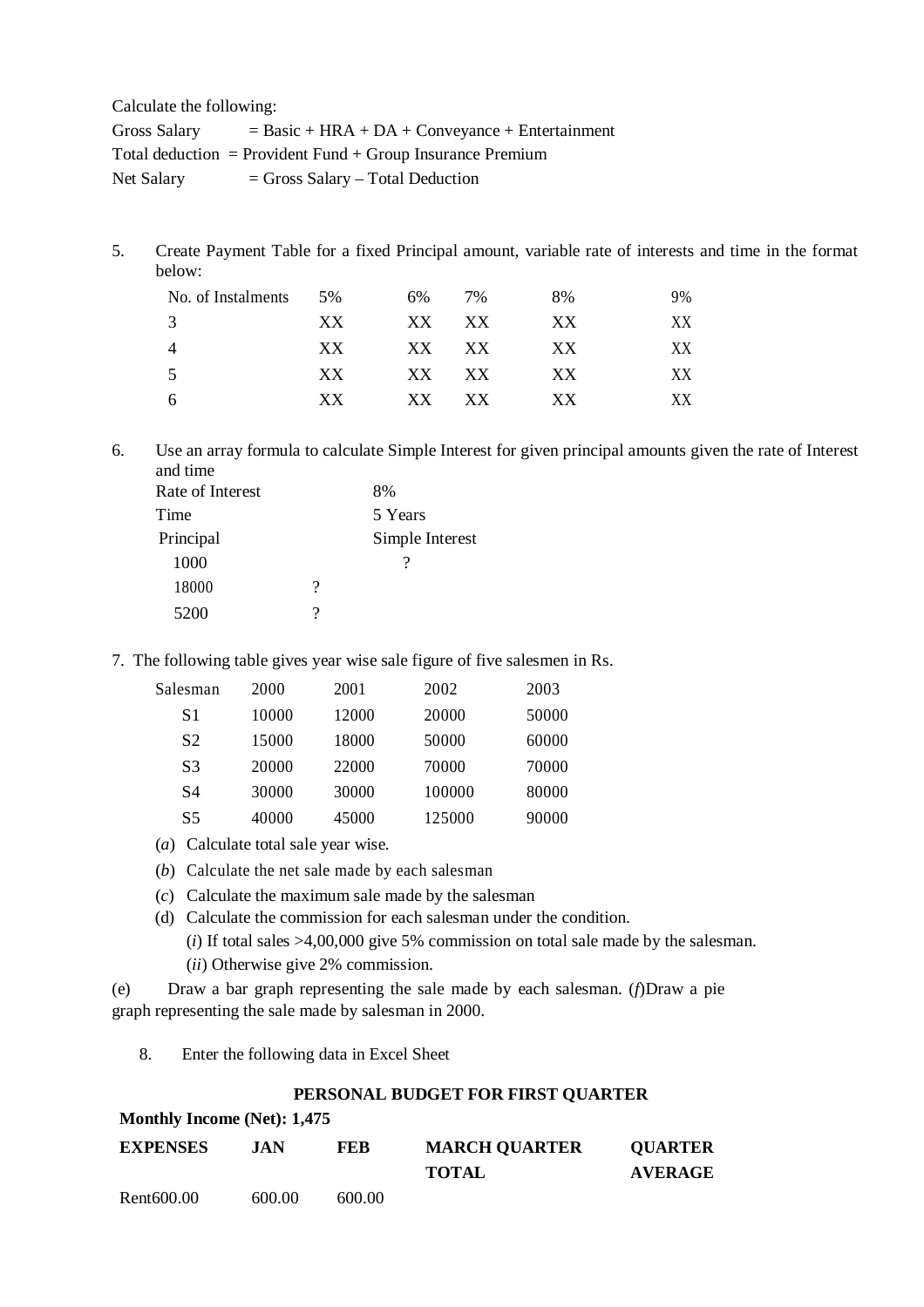Calculate the following:

Gross Salary = Basic + HRA + DA + Conveyance + Entertainment

Total deduction = Provident Fund + Group Insurance Premium

Net Salary = Gross Salary – Total Deduction

5. Create Payment Table for a fixed Principal amount, variable rate of interests and time in the format below:

| No. of Instalments | 5% | 6% | 7% | 8% | 9% |
|---|---|---|---|---|---|
| 3 | XX | XX | XX | XX | XX |
| 4 | XX | XX | XX | XX | XX |
| 5 | XX | XX | XX | XX | XX |
| 6 | XX | XX | XX | XX | XX |

6. Use an array formula to calculate Simple Interest for given principal amounts given the rate of Interest and time

| Rate of Interest | | 8% |
|---|---|---|
| Time | | 5 Years |
| Principal | | Simple Interest |
| 1000 | | ? |
| 18000 | ? | |
| 5200 | ? | |

7. The following table gives year wise sale figure of five salesmen in Rs.

| Salesman | 2000 | 2001 | 2002 | 2003 |
|---|---|---|---|---|
| S1 | 10000 | 12000 | 20000 | 50000 |
| S2 | 15000 | 18000 | 50000 | 60000 |
| S3 | 20000 | 22000 | 70000 | 70000 |
| S4 | 30000 | 30000 | 100000 | 80000 |
| S5 | 40000 | 45000 | 125000 | 90000 |

(*a*) Calculate total sale year wise.

(*b*) Calculate the net sale made by each salesman

(*c*) Calculate the maximum sale made by the salesman

(d) Calculate the commission for each salesman under the condition.

(*i*) If total sales >4,00,000 give 5% commission on total sale made by the salesman.

(*ii*) Otherwise give 2% commission.

(e) Draw a bar graph representing the sale made by each salesman. (*f*)Draw a pie graph representing the sale made by salesman in 2000.

8. Enter the following data in Excel Sheet

**PERSONAL BUDGET FOR FIRST QUARTER**

**Monthly Income (Net): 1,475**

| **EXPENSES** | **JAN** | **FEB** | **MARCH QUARTER TOTAL** | **QUARTER AVERAGE** |
|---|---|---|---|---|
| Rent600.00 | 600.00 | 600.00 | | |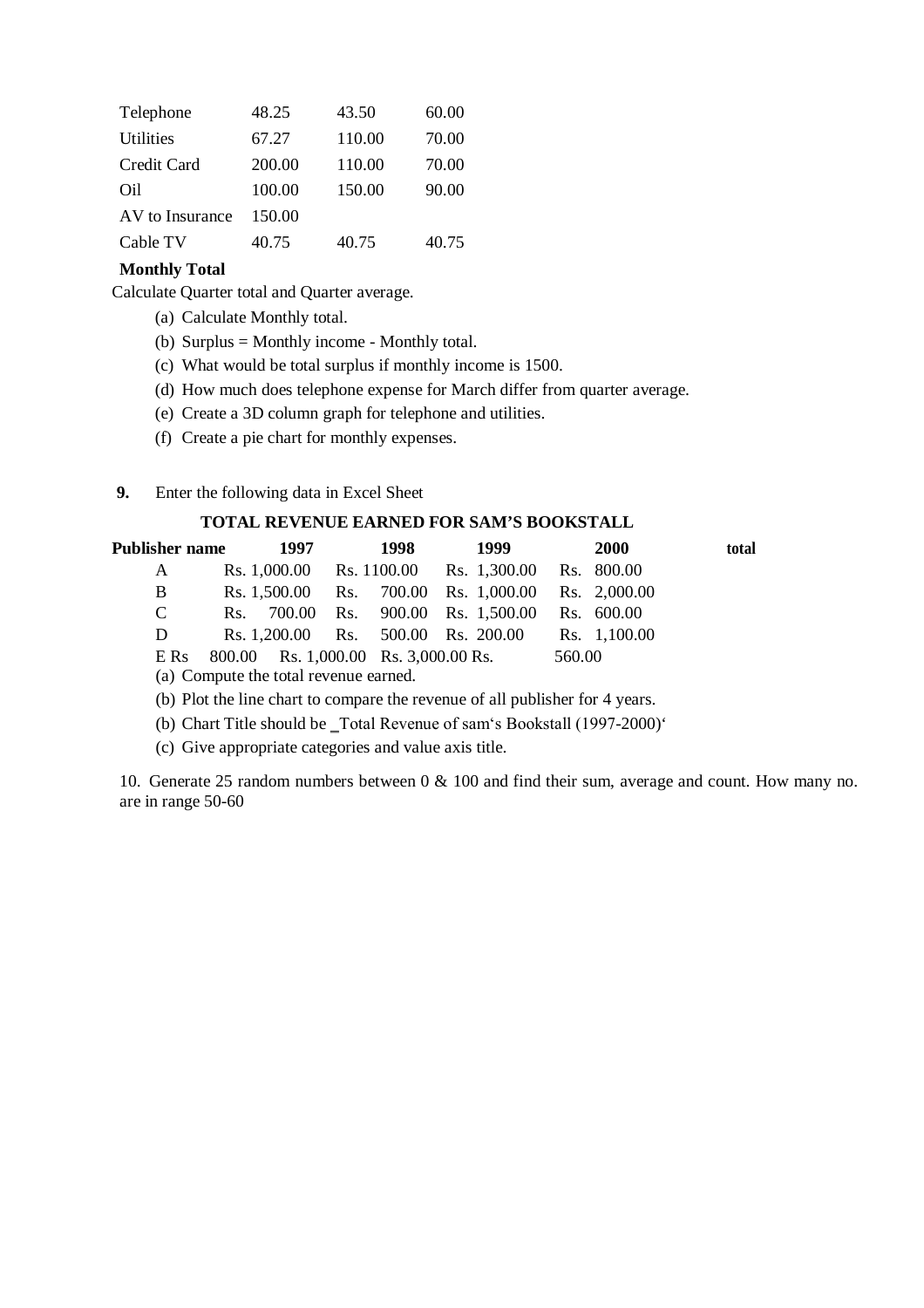| | | | |
|---|---|---|---|
| Telephone | 48.25 | 43.50 | 60.00 |
| Utilities | 67.27 | 110.00 | 70.00 |
| Credit Card | 200.00 | 110.00 | 70.00 |
| Oil | 100.00 | 150.00 | 90.00 |
| AV to Insurance | 150.00 | | |
| Cable TV | 40.75 | 40.75 | 40.75 |
| **Monthly Total** | | | |

Calculate Quarter total and Quarter average.

(a) Calculate Monthly total.

(b) Surplus = Monthly income - Monthly total.

(c) What would be total surplus if monthly income is 1500.

(d) How much does telephone expense for March differ from quarter average.

(e) Create a 3D column graph for telephone and utilities.

(f) Create a pie chart for monthly expenses.

**9.** Enter the following data in Excel Sheet

**TOTAL REVENUE EARNED FOR SAM'S BOOKSTALL**

| **Publisher name** | **1997** | **1998** | **1999** | **2000** | **total** |
|---|---|---|---|---|---|
| A | Rs. 1,000.00 | Rs. 1100.00 | Rs. 1,300.00 | Rs. 800.00 | |
| B | Rs. 1,500.00 | Rs. 700.00 | Rs. 1,000.00 | Rs. 2,000.00 | |
| C | Rs. 700.00 | Rs. 900.00 | Rs. 1,500.00 | Rs. 600.00 | |
| D | Rs. 1,200.00 | Rs. 500.00 | Rs. 200.00 | Rs. 1,100.00 | |
| E | Rs 800.00 | Rs. 1,000.00 | Rs. 3,000.00 | Rs. 560.00 | |

(a) Compute the total revenue earned.

(b) Plot the line chart to compare the revenue of all publisher for 4 years.

(b) Chart Title should be _Total Revenue of sam's Bookstall (1997-2000)'

(c) Give appropriate categories and value axis title.

10. Generate 25 random numbers between 0 & 100 and find their sum, average and count. How many no. are in range 50-60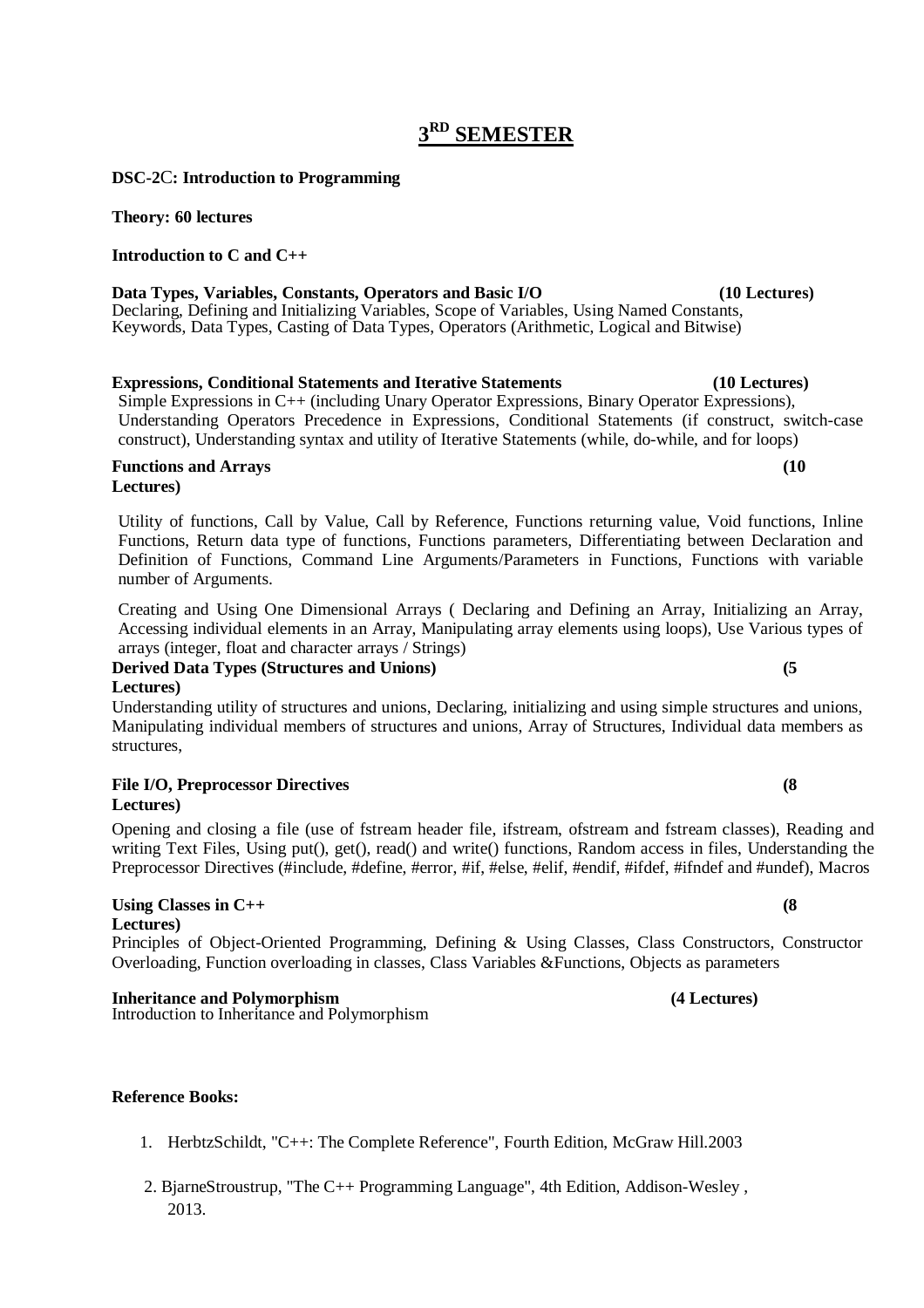# 3RD SEMESTER

**DSC-2C: Introduction to Programming**

**Theory: 60 lectures**

**Introduction to C and C++**

**Data Types, Variables, Constants, Operators and Basic I/O (10 Lectures)**
Declaring, Defining and Initializing Variables, Scope of Variables, Using Named Constants, Keywords, Data Types, Casting of Data Types, Operators (Arithmetic, Logical and Bitwise)

**Expressions, Conditional Statements and Iterative Statements (10 Lectures)**
Simple Expressions in C++ (including Unary Operator Expressions, Binary Operator Expressions), Understanding Operators Precedence in Expressions, Conditional Statements (if construct, switch-case construct), Understanding syntax and utility of Iterative Statements (while, do-while, and for loops)

**Functions and Arrays (10 Lectures)**

Utility of functions, Call by Value, Call by Reference, Functions returning value, Void functions, Inline Functions, Return data type of functions, Functions parameters, Differentiating between Declaration and Definition of Functions, Command Line Arguments/Parameters in Functions, Functions with variable number of Arguments.

Creating and Using One Dimensional Arrays ( Declaring and Defining an Array, Initializing an Array, Accessing individual elements in an Array, Manipulating array elements using loops), Use Various types of arrays (integer, float and character arrays / Strings)

**Derived Data Types (Structures and Unions) (5 Lectures)**
Understanding utility of structures and unions, Declaring, initializing and using simple structures and unions, Manipulating individual members of structures and unions, Array of Structures, Individual data members as structures,

**File I/O, Preprocessor Directives (8 Lectures)**
Opening and closing a file (use of fstream header file, ifstream, ofstream and fstream classes), Reading and writing Text Files, Using put(), get(), read() and write() functions, Random access in files, Understanding the Preprocessor Directives (#include, #define, #error, #if, #else, #elif, #endif, #ifdef, #ifndef and #undef), Macros

**Using Classes in C++ (8 Lectures)**
Principles of Object-Oriented Programming, Defining & Using Classes, Class Constructors, Constructor Overloading, Function overloading in classes, Class Variables &Functions, Objects as parameters

**Inheritance and Polymorphism (4 Lectures)**
Introduction to Inheritance and Polymorphism

**Reference Books:**

1. HerbtzSchildt, "C++: The Complete Reference", Fourth Edition, McGraw Hill.2003
2. BjarneStroustrup, "The C++ Programming Language", 4th Edition, Addison-Wesley , 2013.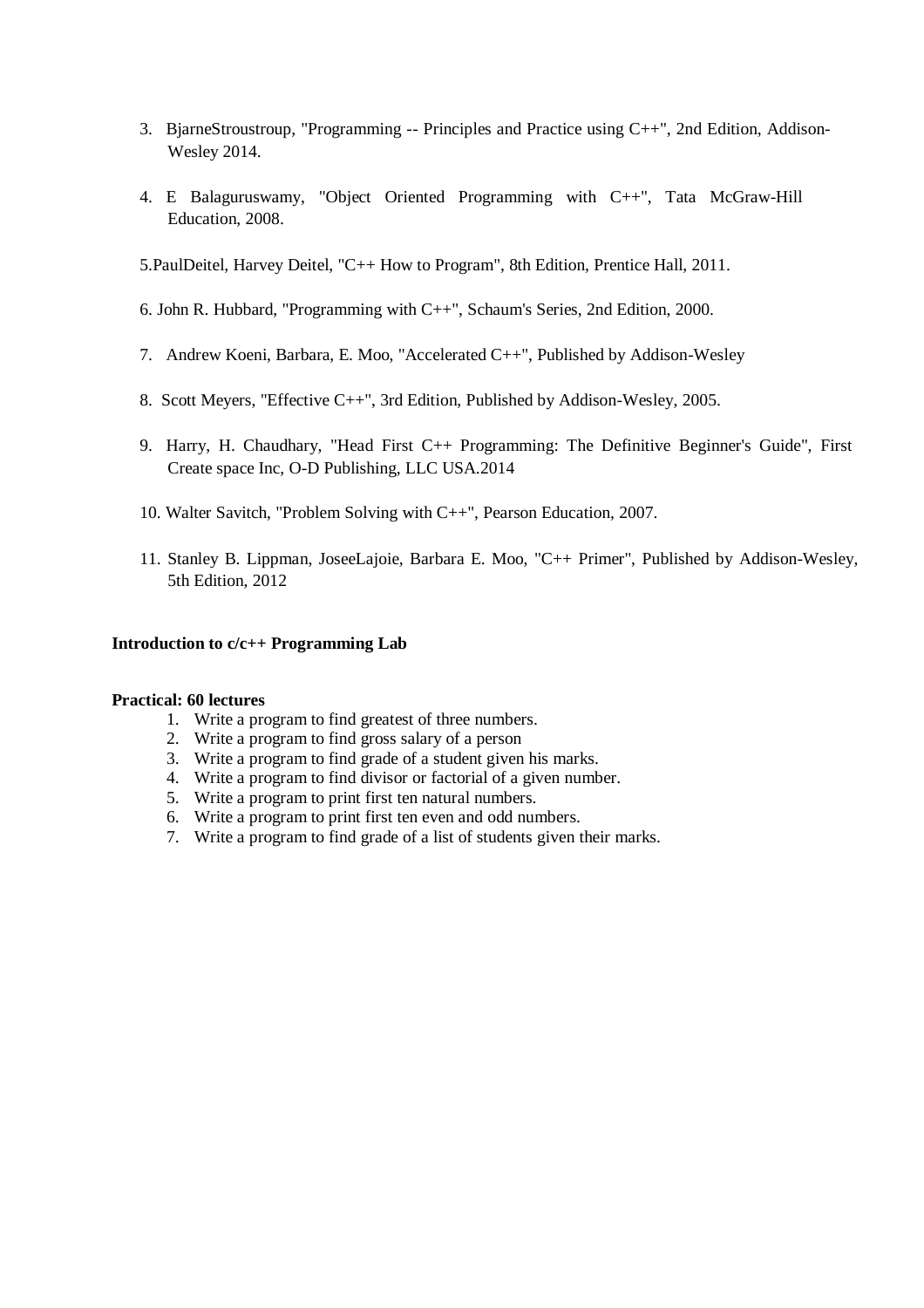3. BjarneStroustroup, "Programming -- Principles and Practice using C++", 2nd Edition, Addison-Wesley 2014.

4. E Balaguruswamy, "Object Oriented Programming with C++", Tata McGraw-Hill Education, 2008.

5. PaulDeitel, Harvey Deitel, "C++ How to Program", 8th Edition, Prentice Hall, 2011.

6. John R. Hubbard, "Programming with C++", Schaum's Series, 2nd Edition, 2000.

7. Andrew Koeni, Barbara, E. Moo, "Accelerated C++", Published by Addison-Wesley

8. Scott Meyers, "Effective C++", 3rd Edition, Published by Addison-Wesley, 2005.

9. Harry, H. Chaudhary, "Head First C++ Programming: The Definitive Beginner's Guide", First Create space Inc, O-D Publishing, LLC USA.2014

10. Walter Savitch, "Problem Solving with C++", Pearson Education, 2007.

11. Stanley B. Lippman, JoseeLajoie, Barbara E. Moo, "C++ Primer", Published by Addison-Wesley, 5th Edition, 2012

**Introduction to c/c++ Programming Lab**

**Practical: 60 lectures**

1. Write a program to find greatest of three numbers.
2. Write a program to find gross salary of a person
3. Write a program to find grade of a student given his marks.
4. Write a program to find divisor or factorial of a given number.
5. Write a program to print first ten natural numbers.
6. Write a program to print first ten even and odd numbers.
7. Write a program to find grade of a list of students given their marks.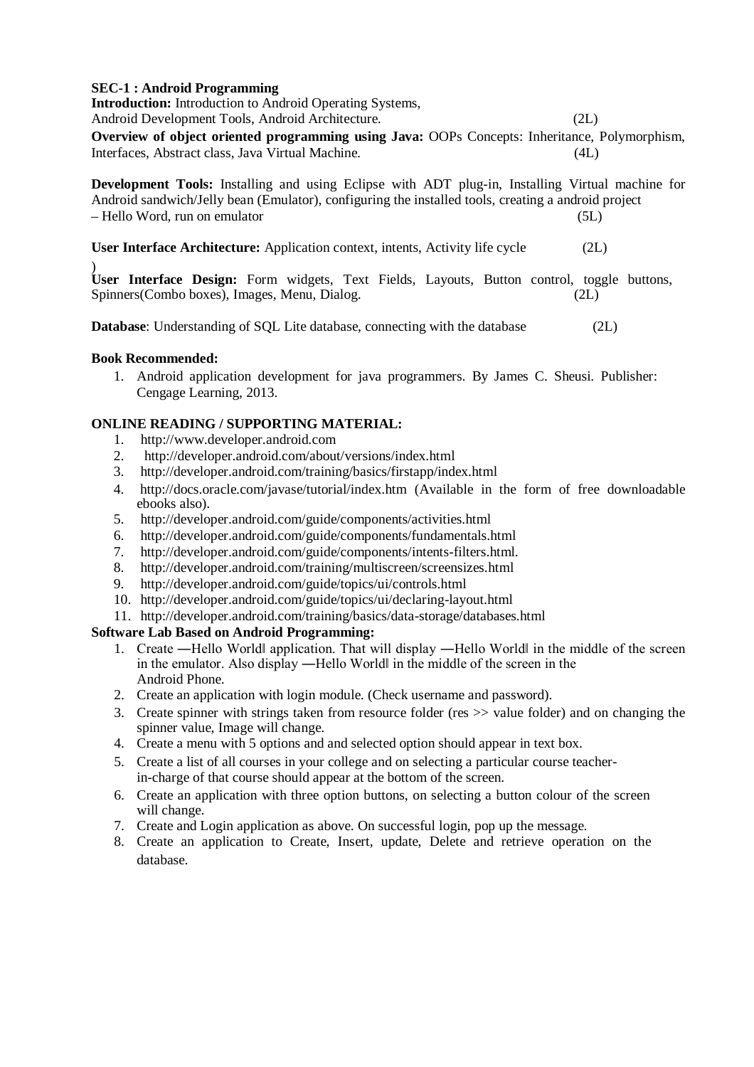**SEC-1 : Android Programming**

**Introduction:** Introduction to Android Operating Systems, Android Development Tools, Android Architecture. (2L)

**Overview of object oriented programming using Java:** OOPs Concepts: Inheritance, Polymorphism, Interfaces, Abstract class, Java Virtual Machine. (4L)

**Development Tools:** Installing and using Eclipse with ADT plug-in, Installing Virtual machine for Android sandwich/Jelly bean (Emulator), configuring the installed tools, creating a android project – Hello Word, run on emulator (5L)

**User Interface Architecture:** Application context, intents, Activity life cycle (2L)

)

**User Interface Design:** Form widgets, Text Fields, Layouts, Button control, toggle buttons, Spinners(Combo boxes), Images, Menu, Dialog. (2L)

**Database**: Understanding of SQL Lite database, connecting with the database (2L)

**Book Recommended:**

1. Android application development for java programmers. By James C. Sheusi. Publisher: Cengage Learning, 2013.

**ONLINE READING / SUPPORTING MATERIAL:**

1. http://www.developer.android.com
2. http://developer.android.com/about/versions/index.html
3. http://developer.android.com/training/basics/firstapp/index.html
4. http://docs.oracle.com/javase/tutorial/index.htm (Available in the form of free downloadable ebooks also).
5. http://developer.android.com/guide/components/activities.html
6. http://developer.android.com/guide/components/fundamentals.html
7. http://developer.android.com/guide/components/intents-filters.html.
8. http://developer.android.com/training/multiscreen/screensizes.html
9. http://developer.android.com/guide/topics/ui/controls.html
10. http://developer.android.com/guide/topics/ui/declaring-layout.html
11. http://developer.android.com/training/basics/data-storage/databases.html

**Software Lab Based on Android Programming:**

1. Create ―Hello World‖ application. That will display ―Hello World‖ in the middle of the screen in the emulator. Also display ―Hello World‖ in the middle of the screen in the Android Phone.
2. Create an application with login module. (Check username and password).
3. Create spinner with strings taken from resource folder (res >> value folder) and on changing the spinner value, Image will change.
4. Create a menu with 5 options and and selected option should appear in text box.
5. Create a list of all courses in your college and on selecting a particular course teacher-in-charge of that course should appear at the bottom of the screen.
6. Create an application with three option buttons, on selecting a button colour of the screen will change.
7. Create and Login application as above. On successful login, pop up the message.
8. Create an application to Create, Insert, update, Delete and retrieve operation on the database.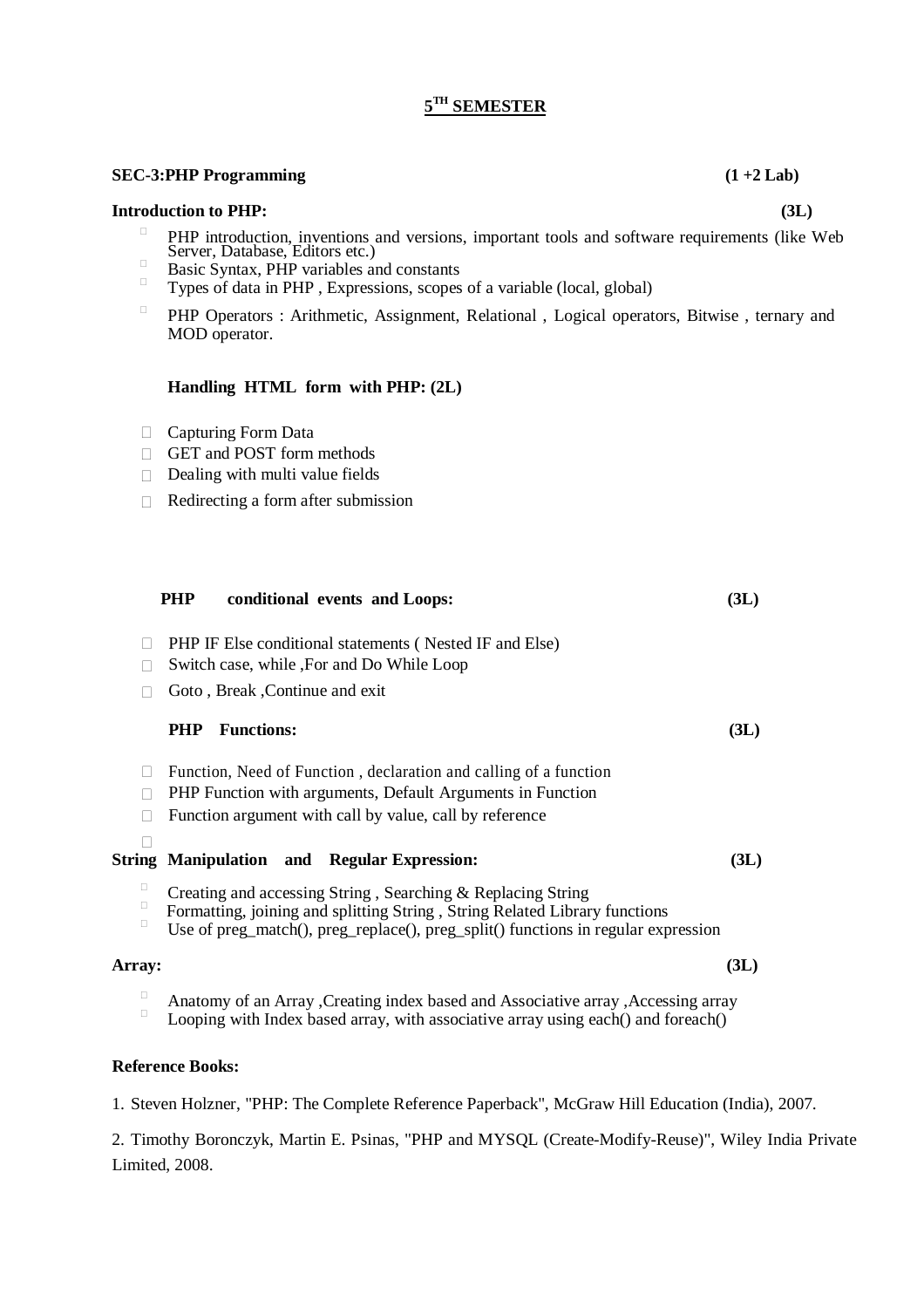## 5TH SEMESTER

**SEC-3:PHP Programming** **(1 +2 Lab)**

**Introduction to PHP:** **(3L)**

- PHP introduction, inventions and versions, important tools and software requirements (like Web Server, Database, Editors etc.)
- Basic Syntax, PHP variables and constants
- Types of data in PHP , Expressions, scopes of a variable (local, global)
- PHP Operators : Arithmetic, Assignment, Relational , Logical operators, Bitwise , ternary and MOD operator.

**Handling HTML form with PHP: (2L)**

- Capturing Form Data
- GET and POST form methods
- Dealing with multi value fields
- Redirecting a form after submission

**PHP conditional events and Loops:** **(3L)**

- PHP IF Else conditional statements ( Nested IF and Else)
- Switch case, while ,For and Do While Loop
- Goto , Break ,Continue and exit

**PHP Functions:** **(3L)**

- Function, Need of Function , declaration and calling of a function
- PHP Function with arguments, Default Arguments in Function
- Function argument with call by value, call by reference

**String Manipulation and Regular Expression:** **(3L)**

- Creating and accessing String , Searching & Replacing String
- Formatting, joining and splitting String , String Related Library functions
- Use of preg_match(), preg_replace(), preg_split() functions in regular expression

**Array:** **(3L)**

- Anatomy of an Array ,Creating index based and Associative array ,Accessing array
- Looping with Index based array, with associative array using each() and foreach()

**Reference Books:**

1. Steven Holzner, "PHP: The Complete Reference Paperback", McGraw Hill Education (India), 2007.

2. Timothy Boronczyk, Martin E. Psinas, "PHP and MYSQL (Create-Modify-Reuse)", Wiley India Private Limited, 2008.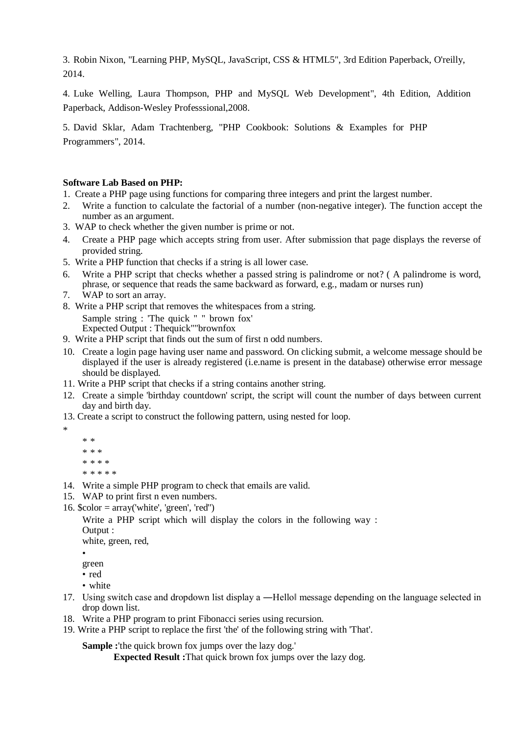3. Robin Nixon, "Learning PHP, MySQL, JavaScript, CSS & HTML5", 3rd Edition Paperback, O'reilly, 2014.

4. Luke Welling, Laura Thompson, PHP and MySQL Web Development", 4th Edition, Addition Paperback, Addison-Wesley Professsional,2008.

5. David Sklar, Adam Trachtenberg, "PHP Cookbook: Solutions & Examples for PHP Programmers", 2014.

**Software Lab Based on PHP:**

1. Create a PHP page using functions for comparing three integers and print the largest number.
2. Write a function to calculate the factorial of a number (non-negative integer). The function accept the number as an argument.
3. WAP to check whether the given number is prime or not.
4. Create a PHP page which accepts string from user. After submission that page displays the reverse of provided string.
5. Write a PHP function that checks if a string is all lower case.
6. Write a PHP script that checks whether a passed string is palindrome or not? ( A palindrome is word, phrase, or sequence that reads the same backward as forward, e.g., madam or nurses run)
7. WAP to sort an array.
8. Write a PHP script that removes the whitespaces from a string.
   Sample string : 'The quick " " brown fox'
   Expected Output : Thequick""brownfox
9. Write a PHP script that finds out the sum of first n odd numbers.
10. Create a login page having user name and password. On clicking submit, a welcome message should be displayed if the user is already registered (i.e.name is present in the database) otherwise error message should be displayed.
11. Write a PHP script that checks if a string contains another string.
12. Create a simple 'birthday countdown' script, the script will count the number of days between current day and birth day.
13. Create a script to construct the following pattern, using nested for loop.

```
*
* *
* * *
* * * *
* * * * *
```

14. Write a simple PHP program to check that emails are valid.
15. WAP to print first n even numbers.
16. $color = array('white', 'green', 'red')
    Write a PHP script which will display the colors in the following way :
    Output :
    white, green, red,
    •
    green
    • red
    • white
17. Using switch case and dropdown list display a ―Hello‖ message depending on the language selected in drop down list.
18. Write a PHP program to print Fibonacci series using recursion.
19. Write a PHP script to replace the first 'the' of the following string with 'That'.

    **Sample :**'the quick brown fox jumps over the lazy dog.'
    **Expected Result :**That quick brown fox jumps over the lazy dog.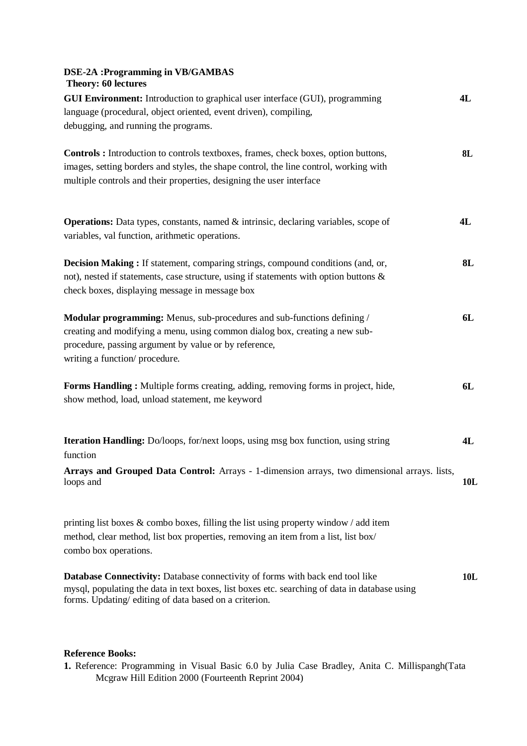**DSE-2A :Programming in VB/GAMBAS**
**Theory: 60 lectures**

**GUI Environment:** Introduction to graphical user interface (GUI), programming language (procedural, object oriented, event driven), compiling, debugging, and running the programs. **4L**

**Controls :** Introduction to controls textboxes, frames, check boxes, option buttons, images, setting borders and styles, the shape control, the line control, working with multiple controls and their properties, designing the user interface **8L**

**Operations:** Data types, constants, named & intrinsic, declaring variables, scope of variables, val function, arithmetic operations. **4L**

**Decision Making :** If statement, comparing strings, compound conditions (and, or, not), nested if statements, case structure, using if statements with option buttons & check boxes, displaying message in message box **8L**

**Modular programming:** Menus, sub-procedures and sub-functions defining / creating and modifying a menu, using common dialog box, creating a new sub-procedure, passing argument by value or by reference, writing a function/ procedure. **6L**

**Forms Handling :** Multiple forms creating, adding, removing forms in project, hide, show method, load, unload statement, me keyword **6L**

**Iteration Handling:** Do/loops, for/next loops, using msg box function, using string function **4L**

**Arrays and Grouped Data Control:** Arrays - 1-dimension arrays, two dimensional arrays. lists, loops and **10L**

printing list boxes & combo boxes, filling the list using property window / add item method, clear method, list box properties, removing an item from a list, list box/ combo box operations.

**Database Connectivity:** Database connectivity of forms with back end tool like mysql, populating the data in text boxes, list boxes etc. searching of data in database using forms. Updating/ editing of data based on a criterion. **10L**

**Reference Books:**

**1.** Reference: Programming in Visual Basic 6.0 by Julia Case Bradley, Anita C. Millispangh(Tata Mcgraw Hill Edition 2000 (Fourteenth Reprint 2004)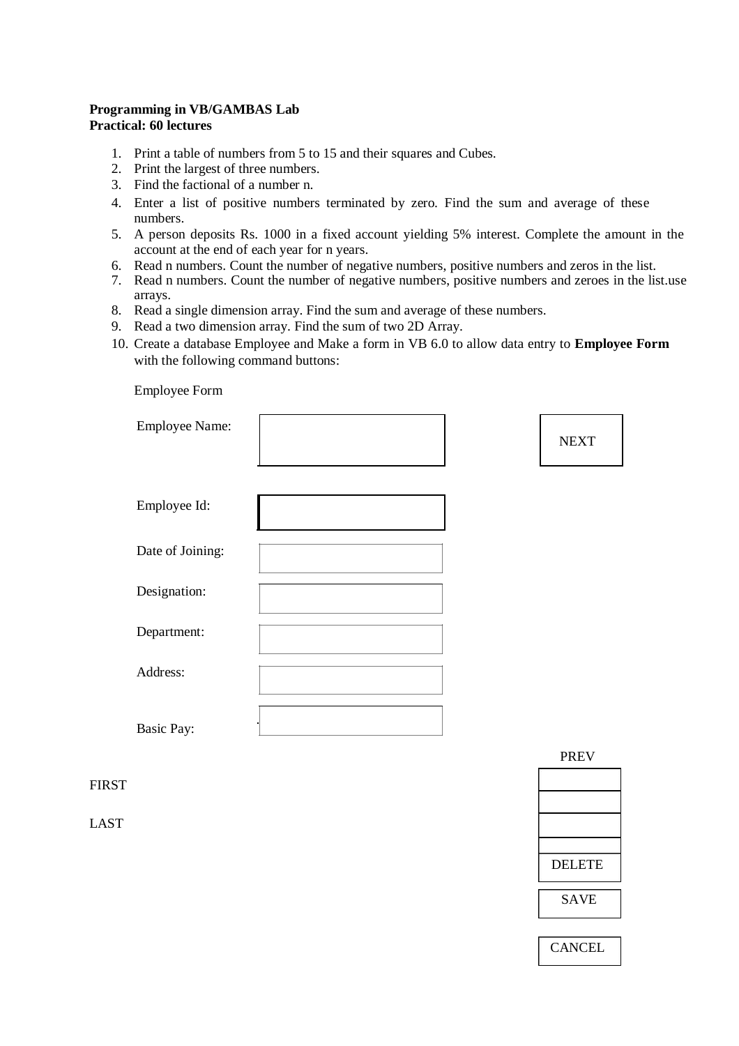**Programming in VB/GAMBAS Lab**
**Practical: 60 lectures**

1. Print a table of numbers from 5 to 15 and their squares and Cubes.
2. Print the largest of three numbers.
3. Find the factional of a number n.
4. Enter a list of positive numbers terminated by zero. Find the sum and average of these numbers.
5. A person deposits Rs. 1000 in a fixed account yielding 5% interest. Complete the amount in the account at the end of each year for n years.
6. Read n numbers. Count the number of negative numbers, positive numbers and zeros in the list.
7. Read n numbers. Count the number of negative numbers, positive numbers and zeroes in the list.use arrays.
8. Read a single dimension array. Find the sum and average of these numbers.
9. Read a two dimension array. Find the sum of two 2D Array.
10. Create a database Employee and Make a form in VB 6.0 to allow data entry to **Employee Form** with the following command buttons:

Employee Form

Employee Name:

NEXT

Employee Id:

Date of Joining:

Designation:

Department:

Address:

Basic Pay:

PREV

FIRST

LAST

DELETE

SAVE

CANCEL